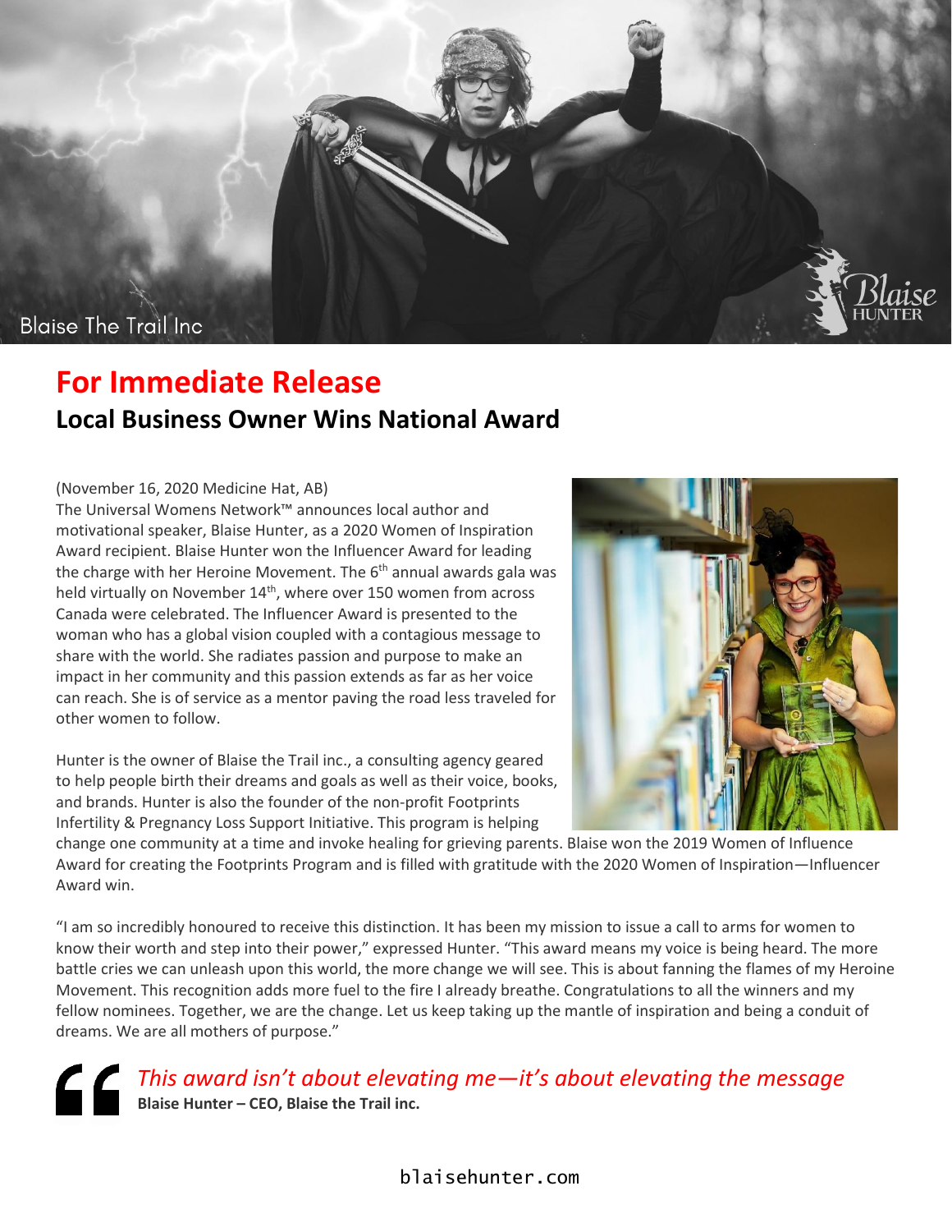Blaise The Trail Inc

# For Immediate Release

## Local Business Owner Wins National Award

(November 16, 2020 Medicine Hat, AB)

The Universal Womens Network™ announces local author and motivational speaker, Blaise Hunter, as a 2020 Women of Inspiration Award recipient. Blaise Hunter won the Influencer Award for leading the charge with her Heroine Movement. The 6th annual awards gala was held virtually on November 14th, where over 150 women from across Canada were celebrated. The Influencer Award is presented to the woman who has a global vision coupled with a contagious message to share with the world. She radiates passion and purpose to make an impact in her community and this passion extends as far as her voice can reach. She is of service as a mentor paving the road less traveled for other women to follow.

Hunter is the owner of Blaise the Trail inc., a consulting agency geared to help people birth their dreams and goals as well as their voice, books, and brands. Hunter is also the founder of the non-profit Footprints Infertility & Pregnancy Loss Support Initiative. This program is helping change one community at a time and invoke healing for grieving parents. Blaise won the 2019 Women of Influence Award for creating the Footprints Program and is filled with gratitude with the 2020 Women of Inspiration—Influencer Award win.

"I am so incredibly honoured to receive this distinction. It has been my mission to issue a call to arms for women to know their worth and step into their power," expressed Hunter. "This award means my voice is being heard. The more battle cries we can unleash upon this world, the more change we will see. This is about fanning the flames of my Heroine Movement. This recognition adds more fuel to the fire I already breathe. Congratulations to all the winners and my fellow nominees. Together, we are the change. Let us keep taking up the mantle of inspiration and being a conduit of dreams. We are all mothers of purpose."

> *This award isn't about elevating me—it's about elevating the message*
>
> **Blaise Hunter – CEO, Blaise the Trail inc.**

blaisehunter.com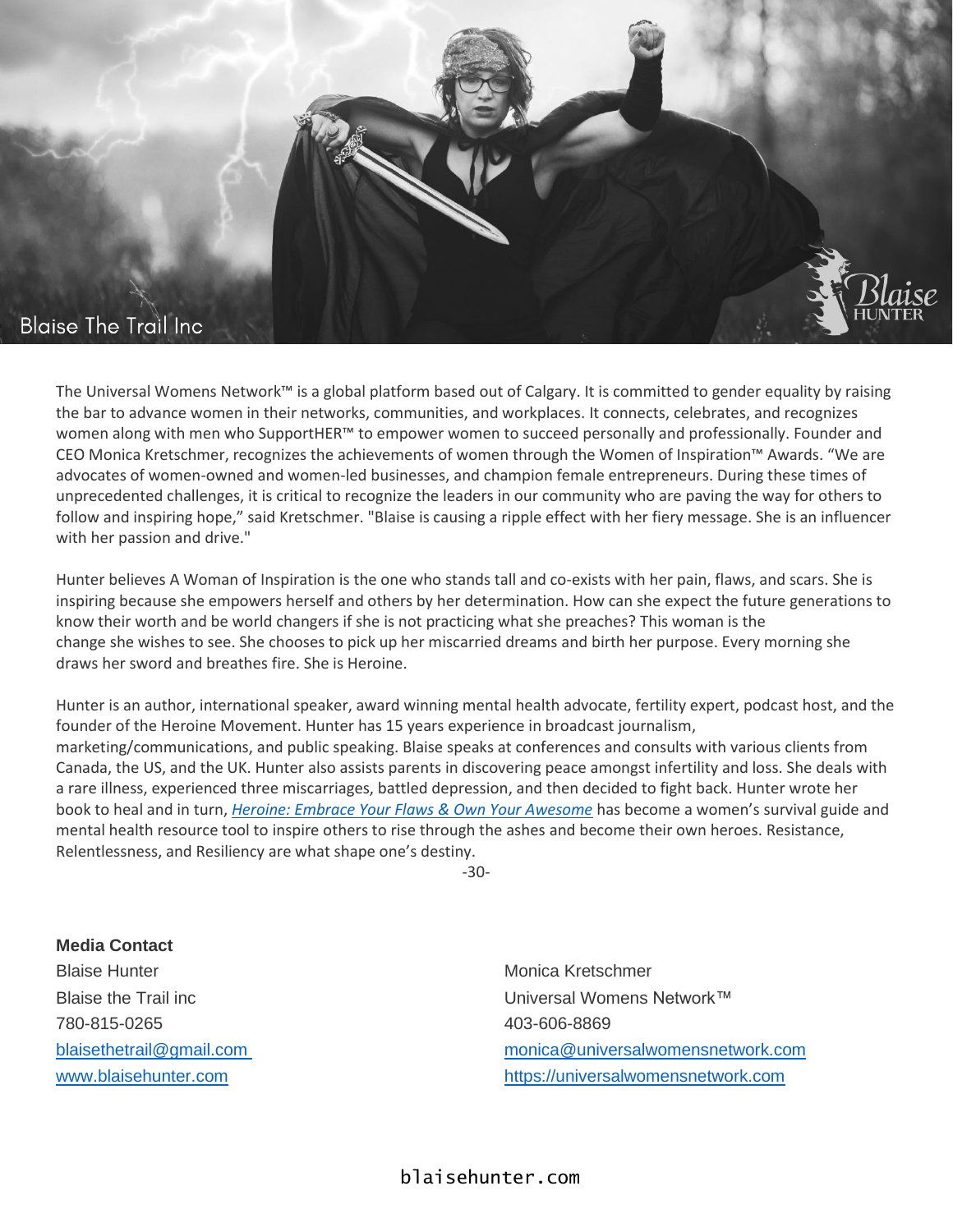Blaise The Trail Inc

The Universal Womens Network™ is a global platform based out of Calgary. It is committed to gender equality by raising the bar to advance women in their networks, communities, and workplaces. It connects, celebrates, and recognizes women along with men who SupportHER™ to empower women to succeed personally and professionally. Founder and CEO Monica Kretschmer, recognizes the achievements of women through the Women of Inspiration™ Awards. “We are advocates of women-owned and women-led businesses, and champion female entrepreneurs. During these times of unprecedented challenges, it is critical to recognize the leaders in our community who are paving the way for others to follow and inspiring hope,” said Kretschmer. "Blaise is causing a ripple effect with her fiery message. She is an influencer with her passion and drive."

Hunter believes A Woman of Inspiration is the one who stands tall and co-exists with her pain, flaws, and scars. She is inspiring because she empowers herself and others by her determination. How can she expect the future generations to know their worth and be world changers if she is not practicing what she preaches? This woman is the change she wishes to see. She chooses to pick up her miscarried dreams and birth her purpose. Every morning she draws her sword and breathes fire. She is Heroine.

Hunter is an author, international speaker, award winning mental health advocate, fertility expert, podcast host, and the founder of the Heroine Movement. Hunter has 15 years experience in broadcast journalism, marketing/communications, and public speaking. Blaise speaks at conferences and consults with various clients from Canada, the US, and the UK. Hunter also assists parents in discovering peace amongst infertility and loss. She deals with a rare illness, experienced three miscarriages, battled depression, and then decided to fight back. Hunter wrote her book to heal and in turn, *Heroine: Embrace Your Flaws & Own Your Awesome* has become a women’s survival guide and mental health resource tool to inspire others to rise through the ashes and become their own heroes. Resistance, Relentlessness, and Resiliency are what shape one’s destiny.

-30-

**Media Contact**

Blaise Hunter
Blaise the Trail inc
780-815-0265
blaisethetrail@gmail.com
www.blaisehunter.com

Monica Kretschmer
Universal Womens Network™
403-606-8869
monica@universalwomensnetwork.com
https://universalwomensnetwork.com

blaisehunter.com